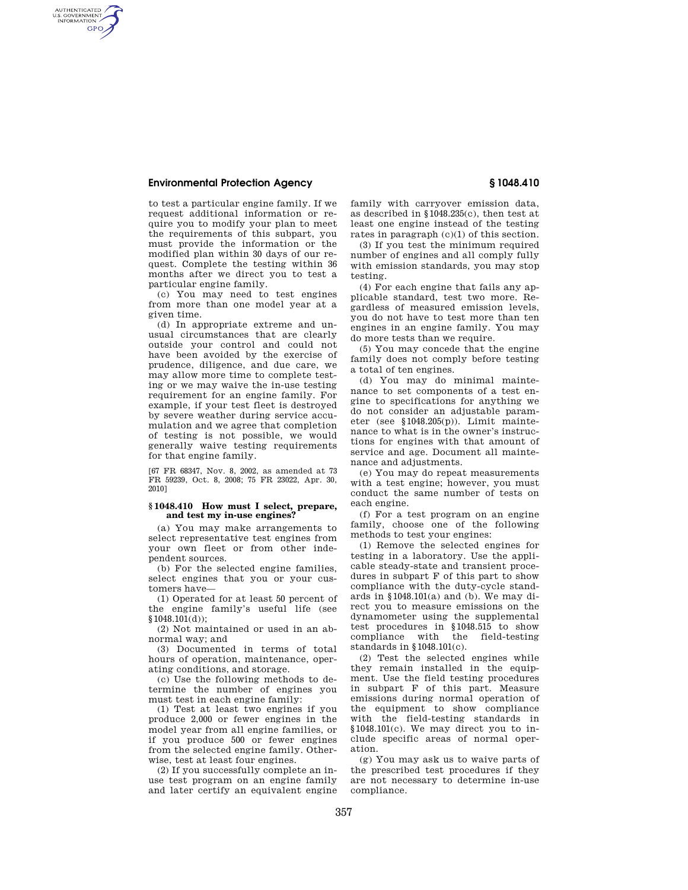to test a particular engine family. If we request additional information or require you to modify your plan to meet the requirements of this subpart, you must provide the information or the modified plan within 30 days of our request. Complete the testing within 36 months after we direct you to test a particular engine family.

(c) You may need to test engines from more than one model year at a given time.

(d) In appropriate extreme and unusual circumstances that are clearly outside your control and could not have been avoided by the exercise of prudence, diligence, and due care, we may allow more time to complete testing or we may waive the in-use testing requirement for an engine family. For example, if your test fleet is destroyed by severe weather during service accumulation and we agree that completion of testing is not possible, we would generally waive testing requirements for that engine family.

[67 FR 68347, Nov. 8, 2002, as amended at 73 FR 59239, Oct. 8, 2008; 75 FR 23022, Apr. 30, 2010]

## § 1048.410 How must I select, prepare, and test my in-use engines?

(a) You may make arrangements to select representative test engines from your own fleet or from other independent sources.

(b) For the selected engine families, select engines that you or your customers have—

(1) Operated for at least 50 percent of the engine family's useful life (see § 1048.101(d));

(2) Not maintained or used in an abnormal way; and

(3) Documented in terms of total hours of operation, maintenance, operating conditions, and storage.

(c) Use the following methods to determine the number of engines you must test in each engine family:

(1) Test at least two engines if you produce 2,000 or fewer engines in the model year from all engine families, or if you produce 500 or fewer engines from the selected engine family. Otherwise, test at least four engines.

(2) If you successfully complete an in-use test program on an engine family and later certify an equivalent engine family with carryover emission data, as described in § 1048.235(c), then test at least one engine instead of the testing rates in paragraph (c)(1) of this section.

(3) If you test the minimum required number of engines and all comply fully with emission standards, you may stop testing.

(4) For each engine that fails any applicable standard, test two more. Regardless of measured emission levels, you do not have to test more than ten engines in an engine family. You may do more tests than we require.

(5) You may concede that the engine family does not comply before testing a total of ten engines.

(d) You may do minimal maintenance to set components of a test engine to specifications for anything we do not consider an adjustable parameter (see § 1048.205(p)). Limit maintenance to what is in the owner's instructions for engines with that amount of service and age. Document all maintenance and adjustments.

(e) You may do repeat measurements with a test engine; however, you must conduct the same number of tests on each engine.

(f) For a test program on an engine family, choose one of the following methods to test your engines:

(1) Remove the selected engines for testing in a laboratory. Use the applicable steady-state and transient procedures in subpart F of this part to show compliance with the duty-cycle standards in § 1048.101(a) and (b). We may direct you to measure emissions on the dynamometer using the supplemental test procedures in § 1048.515 to show compliance with the field-testing standards in § 1048.101(c).

(2) Test the selected engines while they remain installed in the equipment. Use the field testing procedures in subpart F of this part. Measure emissions during normal operation of the equipment to show compliance with the field-testing standards in § 1048.101(c). We may direct you to include specific areas of normal operation.

(g) You may ask us to waive parts of the prescribed test procedures if they are not necessary to determine in-use compliance.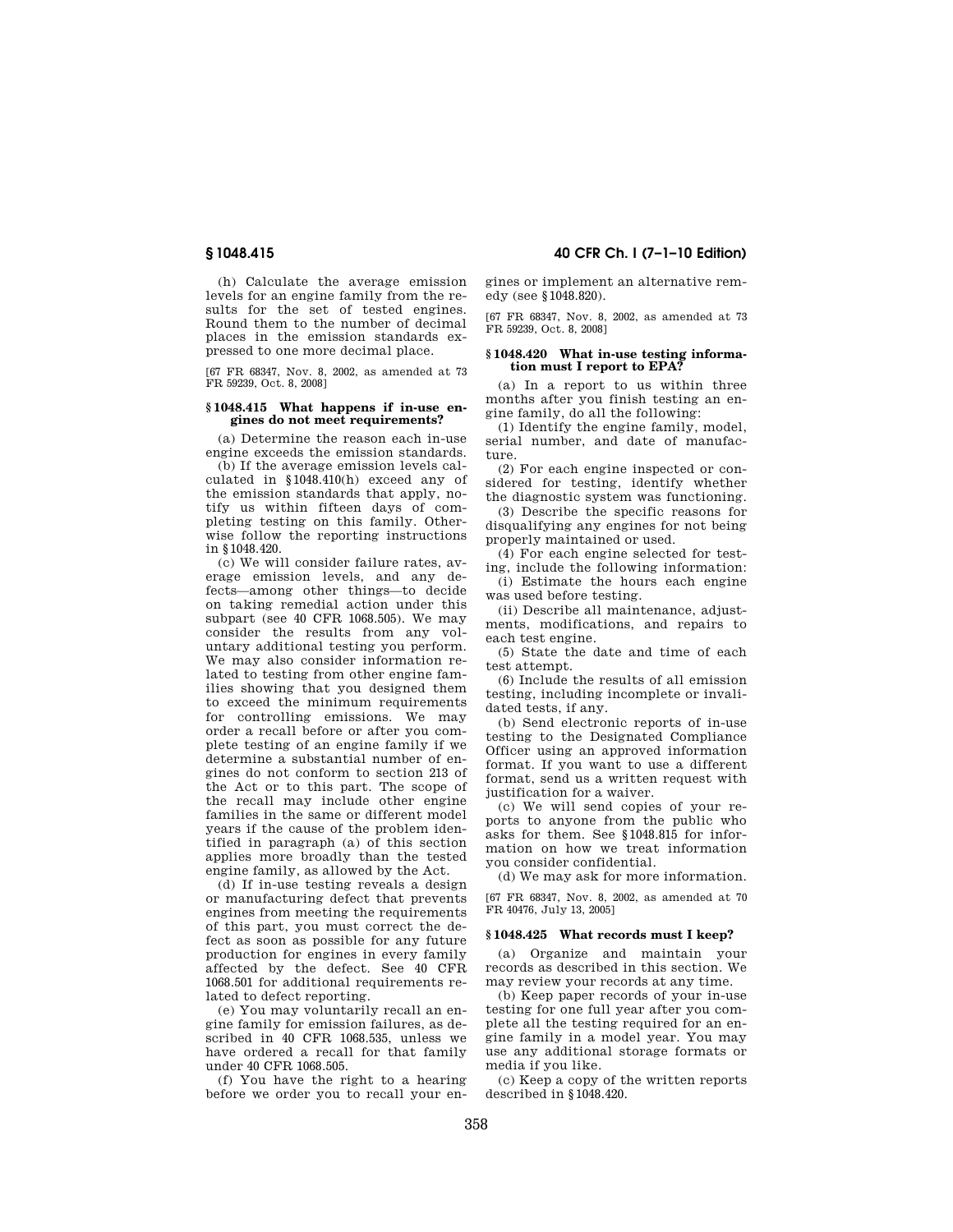(h) Calculate the average emission levels for an engine family from the results for the set of tested engines. Round them to the number of decimal places in the emission standards expressed to one more decimal place.

[67 FR 68347, Nov. 8, 2002, as amended at 73 FR 59239, Oct. 8, 2008]

### § 1048.415 What happens if in-use engines do not meet requirements?

(a) Determine the reason each in-use engine exceeds the emission standards.

(b) If the average emission levels calculated in §1048.410(h) exceed any of the emission standards that apply, notify us within fifteen days of completing testing on this family. Otherwise follow the reporting instructions in §1048.420.

(c) We will consider failure rates, average emission levels, and any defects—among other things—to decide on taking remedial action under this subpart (see 40 CFR 1068.505). We may consider the results from any voluntary additional testing you perform. We may also consider information related to testing from other engine families showing that you designed them to exceed the minimum requirements for controlling emissions. We may order a recall before or after you complete testing of an engine family if we determine a substantial number of engines do not conform to section 213 of the Act or to this part. The scope of the recall may include other engine families in the same or different model years if the cause of the problem identified in paragraph (a) of this section applies more broadly than the tested engine family, as allowed by the Act.

(d) If in-use testing reveals a design or manufacturing defect that prevents engines from meeting the requirements of this part, you must correct the defect as soon as possible for any future production for engines in every family affected by the defect. See 40 CFR 1068.501 for additional requirements related to defect reporting.

(e) You may voluntarily recall an engine family for emission failures, as described in 40 CFR 1068.535, unless we have ordered a recall for that family under 40 CFR 1068.505.

(f) You have the right to a hearing before we order you to recall your engines or implement an alternative remedy (see §1048.820).

[67 FR 68347, Nov. 8, 2002, as amended at 73 FR 59239, Oct. 8, 2008]

### § 1048.420 What in-use testing information must I report to EPA?

(a) In a report to us within three months after you finish testing an engine family, do all the following:

(1) Identify the engine family, model, serial number, and date of manufacture.

(2) For each engine inspected or considered for testing, identify whether the diagnostic system was functioning.

(3) Describe the specific reasons for disqualifying any engines for not being properly maintained or used.

(4) For each engine selected for testing, include the following information:

(i) Estimate the hours each engine was used before testing.

(ii) Describe all maintenance, adjustments, modifications, and repairs to each test engine.

(5) State the date and time of each test attempt.

(6) Include the results of all emission testing, including incomplete or invalidated tests, if any.

(b) Send electronic reports of in-use testing to the Designated Compliance Officer using an approved information format. If you want to use a different format, send us a written request with justification for a waiver.

(c) We will send copies of your reports to anyone from the public who asks for them. See §1048.815 for information on how we treat information you consider confidential.

(d) We may ask for more information.

[67 FR 68347, Nov. 8, 2002, as amended at 70 FR 40476, July 13, 2005]

### § 1048.425 What records must I keep?

(a) Organize and maintain your records as described in this section. We may review your records at any time.

(b) Keep paper records of your in-use testing for one full year after you complete all the testing required for an engine family in a model year. You may use any additional storage formats or media if you like.

(c) Keep a copy of the written reports described in §1048.420.